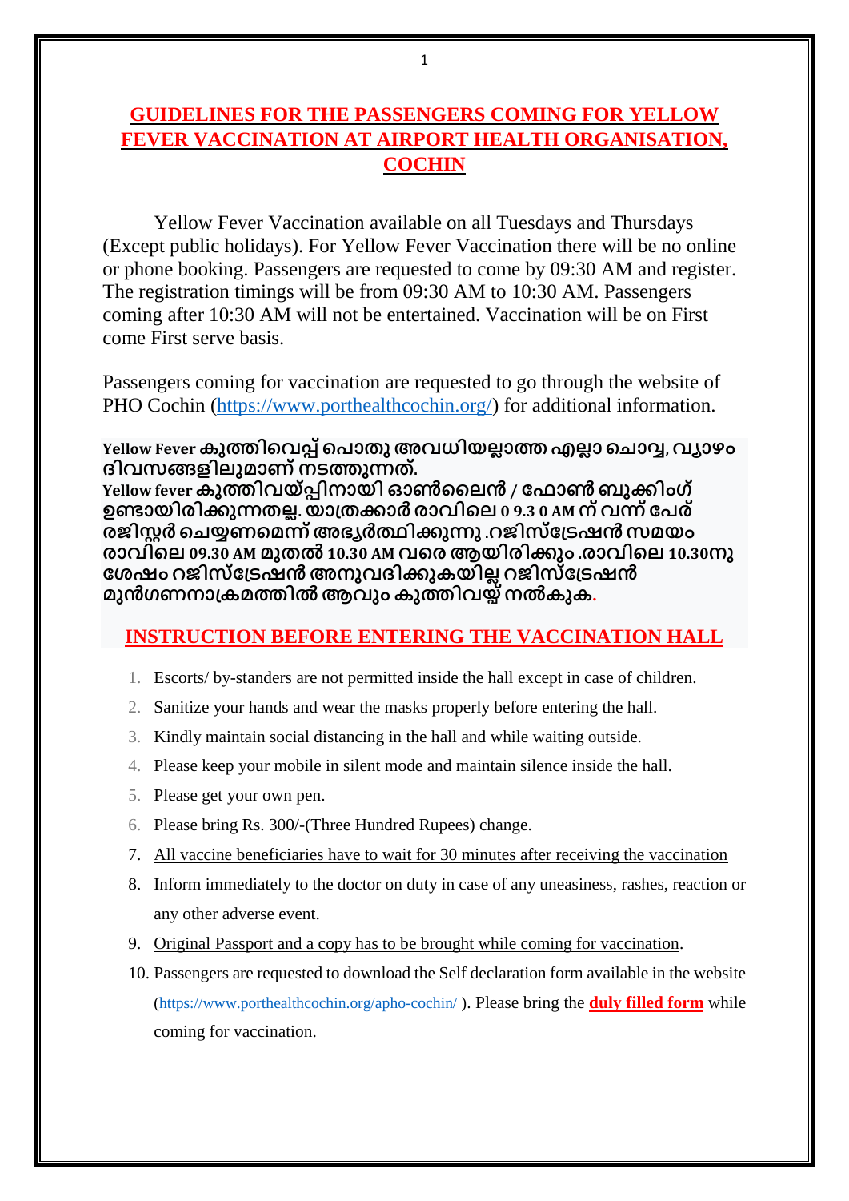## GUIDELINES FOR THE PASSENGERS COMING FOR YELLOW FEVER VACCINATION AT AIRPORT HEALTH ORGANISATION, COCHIN

Yellow Fever Vaccination available on all Tuesdays and Thursdays (Except public holidays). For Yellow Fever Vaccination there will be no online or phone booking. Passengers are requested to come by 09:30 AM and register. The registration timings will be from 09:30 AM to 10:30 AM. Passengers coming after 10:30 AM will not be entertained. Vaccination will be on First come First serve basis.

Passengers coming for vaccination are requested to go through the website of PHO Cochin (https://www.porthealthcochin.org/) for additional information.

**Yellow Fever കുത്തിവെപ്പ് പൊതു അവധിയല്ലാത്ത എല്ലാ ചൊവ്വ, വ്യാഴം ദിവസങ്ങളിലുമാണ് നടത്തുന്നത്.**
**Yellow fever കുത്തിവയ്പ്പിനായി ഓൺലൈൻ / ഫോൺ ബുക്കിംഗ് ഉണ്ടായിരിക്കുന്നതല്ല. യാത്രക്കാർ രാവിലെ 0 9.3 0 AM ന് വന്ന് പേര് രജിസ്റ്റർ ചെയ്യണമെന്ന് അഭ്യർത്ഥിക്കുന്നു .റജിസ്ട്രേഷൻ സമയം രാവിലെ 09.30 AM മുതൽ 10.30 AM വരെ ആയിരിക്കും .രാവിലെ 10.30നു ശേഷം റജിസ്ട്രേഷൻ അനുവദിക്കുകയില്ല റജിസ്ട്രേഷൻ മുൻഗണനാക്രമത്തിൽ ആവും കുത്തിവയ്പ്പ് നൽകുക.**

## INSTRUCTION BEFORE ENTERING THE VACCINATION HALL

1. Escorts/ by-standers are not permitted inside the hall except in case of children.
2. Sanitize your hands and wear the masks properly before entering the hall.
3. Kindly maintain social distancing in the hall and while waiting outside.
4. Please keep your mobile in silent mode and maintain silence inside the hall.
5. Please get your own pen.
6. Please bring Rs. 300/-(Three Hundred Rupees) change.
7. All vaccine beneficiaries have to wait for 30 minutes after receiving the vaccination
8. Inform immediately to the doctor on duty in case of any uneasiness, rashes, reaction or any other adverse event.
9. Original Passport and a copy has to be brought while coming for vaccination.
10. Passengers are requested to download the Self declaration form available in the website (https://www.porthealthcochin.org/apho-cochin/ ). Please bring the **duly filled form** while coming for vaccination.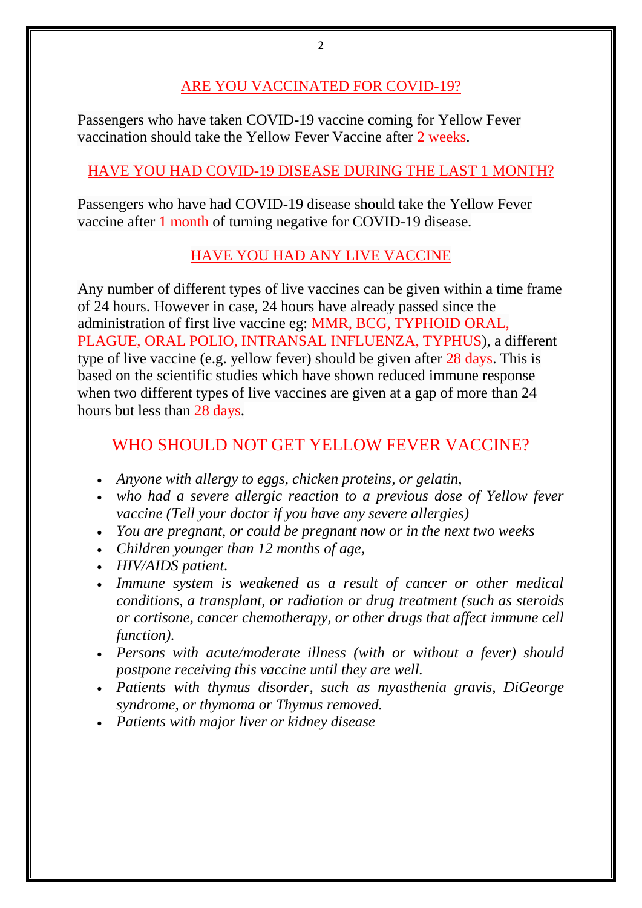## ARE YOU VACCINATED FOR COVID-19?

Passengers who have taken COVID-19 vaccine coming for Yellow Fever vaccination should take the Yellow Fever Vaccine after 2 weeks.

## HAVE YOU HAD COVID-19 DISEASE DURING THE LAST 1 MONTH?

Passengers who have had COVID-19 disease should take the Yellow Fever vaccine after 1 month of turning negative for COVID-19 disease.

## HAVE YOU HAD ANY LIVE VACCINE

Any number of different types of live vaccines can be given within a time frame of 24 hours. However in case, 24 hours have already passed since the administration of first live vaccine eg: MMR, BCG, TYPHOID ORAL, PLAGUE, ORAL POLIO, INTRANSAL INFLUENZA, TYPHUS), a different type of live vaccine (e.g. yellow fever) should be given after 28 days. This is based on the scientific studies which have shown reduced immune response when two different types of live vaccines are given at a gap of more than 24 hours but less than 28 days.

## WHO SHOULD NOT GET YELLOW FEVER VACCINE?

- *Anyone with allergy to eggs, chicken proteins, or gelatin,*
- *who had a severe allergic reaction to a previous dose of Yellow fever vaccine (Tell your doctor if you have any severe allergies)*
- *You are pregnant, or could be pregnant now or in the next two weeks*
- *Children younger than 12 months of age,*
- *HIV/AIDS patient.*
- *Immune system is weakened as a result of cancer or other medical conditions, a transplant, or radiation or drug treatment (such as steroids or cortisone, cancer chemotherapy, or other drugs that affect immune cell function).*
- *Persons with acute/moderate illness (with or without a fever) should postpone receiving this vaccine until they are well.*
- *Patients with thymus disorder, such as myasthenia gravis, DiGeorge syndrome, or thymoma or Thymus removed.*
- *Patients with major liver or kidney disease*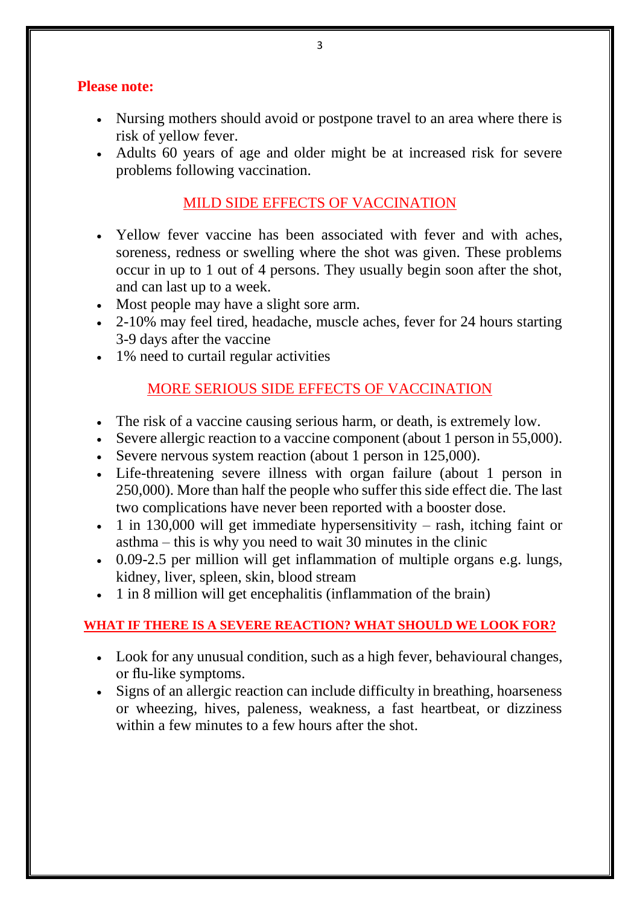**Please note:**

- Nursing mothers should avoid or postpone travel to an area where there is risk of yellow fever.
- Adults 60 years of age and older might be at increased risk for severe problems following vaccination.

## MILD SIDE EFFECTS OF VACCINATION

- Yellow fever vaccine has been associated with fever and with aches, soreness, redness or swelling where the shot was given. These problems occur in up to 1 out of 4 persons. They usually begin soon after the shot, and can last up to a week.
- Most people may have a slight sore arm.
- 2-10% may feel tired, headache, muscle aches, fever for 24 hours starting 3-9 days after the vaccine
- 1% need to curtail regular activities

## MORE SERIOUS SIDE EFFECTS OF VACCINATION

- The risk of a vaccine causing serious harm, or death, is extremely low.
- Severe allergic reaction to a vaccine component (about 1 person in 55,000).
- Severe nervous system reaction (about 1 person in 125,000).
- Life-threatening severe illness with organ failure (about 1 person in 250,000). More than half the people who suffer this side effect die. The last two complications have never been reported with a booster dose.
- 1 in 130,000 will get immediate hypersensitivity – rash, itching faint or asthma – this is why you need to wait 30 minutes in the clinic
- 0.09-2.5 per million will get inflammation of multiple organs e.g. lungs, kidney, liver, spleen, skin, blood stream
- 1 in 8 million will get encephalitis (inflammation of the brain)

### WHAT IF THERE IS A SEVERE REACTION? WHAT SHOULD WE LOOK FOR?

- Look for any unusual condition, such as a high fever, behavioural changes, or flu-like symptoms.
- Signs of an allergic reaction can include difficulty in breathing, hoarseness or wheezing, hives, paleness, weakness, a fast heartbeat, or dizziness within a few minutes to a few hours after the shot.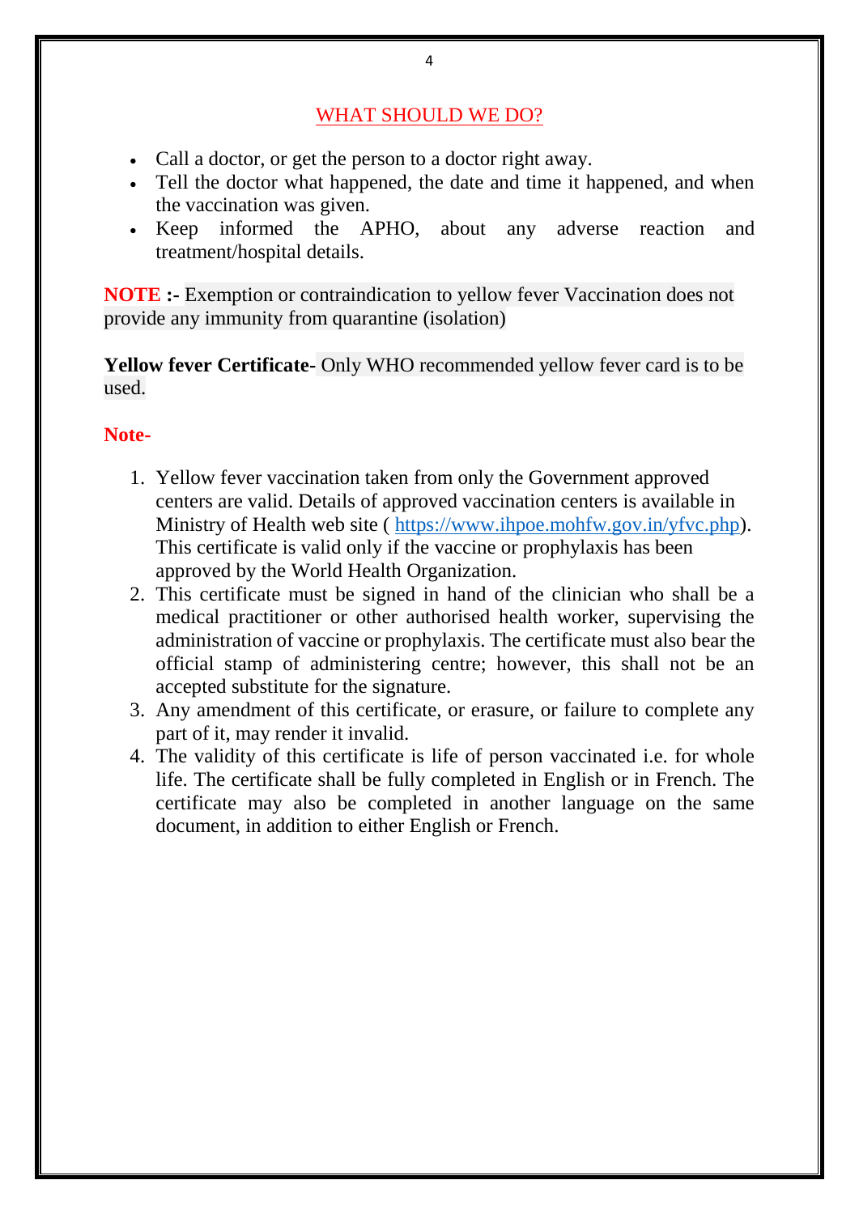## WHAT SHOULD WE DO?

- Call a doctor, or get the person to a doctor right away.
- Tell the doctor what happened, the date and time it happened, and when the vaccination was given.
- Keep informed the APHO, about any adverse reaction and treatment/hospital details.

**NOTE :-** Exemption or contraindication to yellow fever Vaccination does not provide any immunity from quarantine (isolation)

**Yellow fever Certificate-** Only WHO recommended yellow fever card is to be used.

**Note-**

1. Yellow fever vaccination taken from only the Government approved centers are valid. Details of approved vaccination centers is available in Ministry of Health web site ( https://www.ihpoe.mohfw.gov.in/yfvc.php). This certificate is valid only if the vaccine or prophylaxis has been approved by the World Health Organization.
2. This certificate must be signed in hand of the clinician who shall be a medical practitioner or other authorised health worker, supervising the administration of vaccine or prophylaxis. The certificate must also bear the official stamp of administering centre; however, this shall not be an accepted substitute for the signature.
3. Any amendment of this certificate, or erasure, or failure to complete any part of it, may render it invalid.
4. The validity of this certificate is life of person vaccinated i.e. for whole life. The certificate shall be fully completed in English or in French. The certificate may also be completed in another language on the same document, in addition to either English or French.